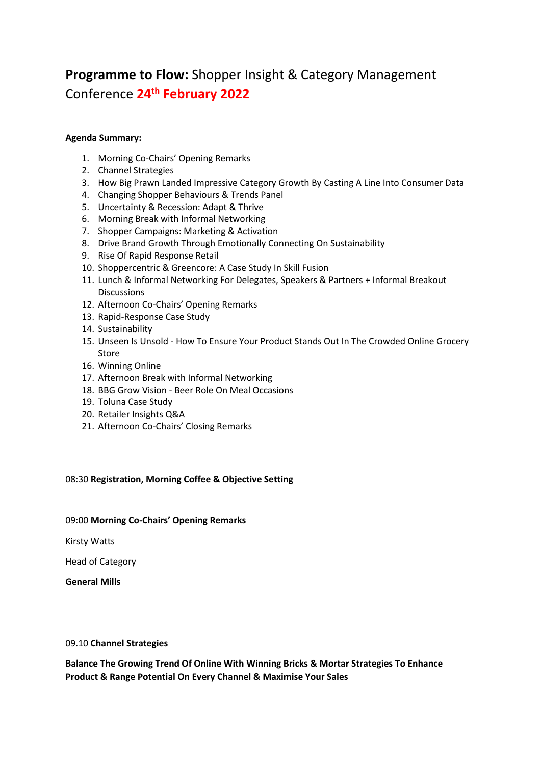# **Programme to Flow:** Shopper Insight & Category Management Conference **24th February 2022**

**Agenda Summary:**

1. Morning Co-Chairs' Opening Remarks
2. Channel Strategies
3. How Big Prawn Landed Impressive Category Growth By Casting A Line Into Consumer Data
4. Changing Shopper Behaviours & Trends Panel
5. Uncertainty & Recession: Adapt & Thrive
6. Morning Break with Informal Networking
7. Shopper Campaigns: Marketing & Activation
8. Drive Brand Growth Through Emotionally Connecting On Sustainability
9. Rise Of Rapid Response Retail
10. Shoppercentric & Greencore: A Case Study In Skill Fusion
11. Lunch & Informal Networking For Delegates, Speakers & Partners + Informal Breakout Discussions
12. Afternoon Co-Chairs' Opening Remarks
13. Rapid-Response Case Study
14. Sustainability
15. Unseen Is Unsold - How To Ensure Your Product Stands Out In The Crowded Online Grocery Store
16. Winning Online
17. Afternoon Break with Informal Networking
18. BBG Grow Vision - Beer Role On Meal Occasions
19. Toluna Case Study
20. Retailer Insights Q&A
21. Afternoon Co-Chairs' Closing Remarks

08:30 **Registration, Morning Coffee & Objective Setting**

09:00 **Morning Co-Chairs' Opening Remarks**

Kirsty Watts

Head of Category

**General Mills**

09.10 **Channel Strategies**

**Balance The Growing Trend Of Online With Winning Bricks & Mortar Strategies To Enhance Product & Range Potential On Every Channel & Maximise Your Sales**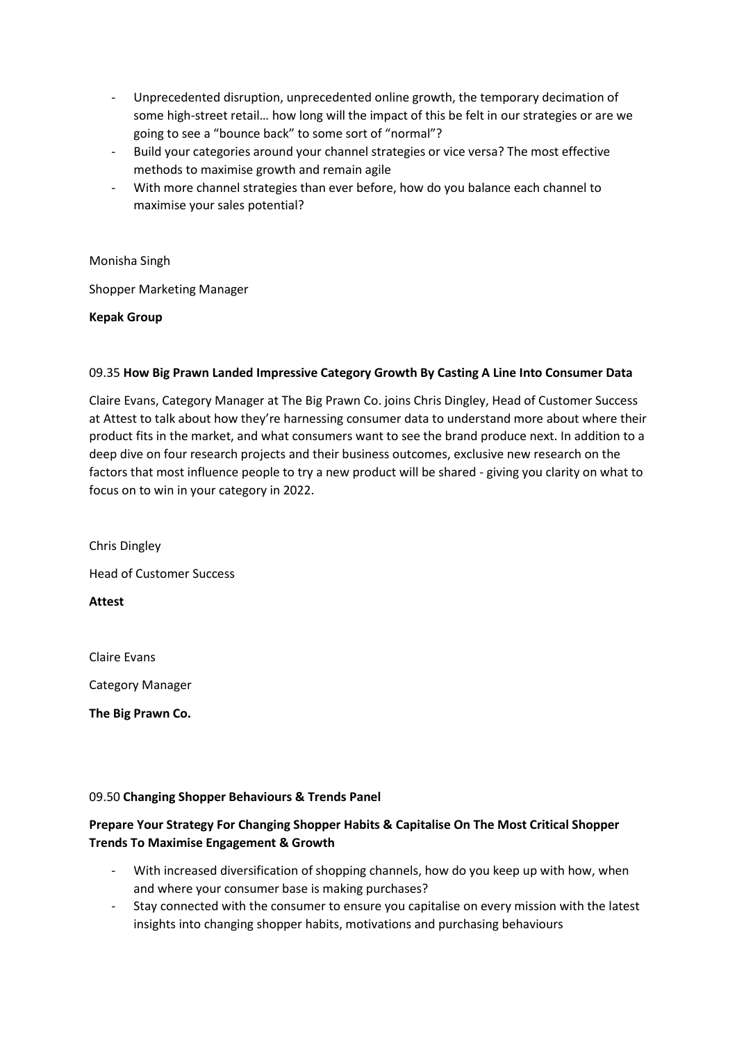- Unprecedented disruption, unprecedented online growth, the temporary decimation of some high-street retail… how long will the impact of this be felt in our strategies or are we going to see a "bounce back" to some sort of "normal"?
- Build your categories around your channel strategies or vice versa? The most effective methods to maximise growth and remain agile
- With more channel strategies than ever before, how do you balance each channel to maximise your sales potential?

Monisha Singh

Shopper Marketing Manager

**Kepak Group**

09.35 **How Big Prawn Landed Impressive Category Growth By Casting A Line Into Consumer Data**

Claire Evans, Category Manager at The Big Prawn Co. joins Chris Dingley, Head of Customer Success at Attest to talk about how they're harnessing consumer data to understand more about where their product fits in the market, and what consumers want to see the brand produce next. In addition to a deep dive on four research projects and their business outcomes, exclusive new research on the factors that most influence people to try a new product will be shared - giving you clarity on what to focus on to win in your category in 2022.

Chris Dingley

Head of Customer Success

**Attest**

Claire Evans

Category Manager

**The Big Prawn Co.**

09.50 **Changing Shopper Behaviours & Trends Panel**

**Prepare Your Strategy For Changing Shopper Habits & Capitalise On The Most Critical Shopper Trends To Maximise Engagement & Growth**

- With increased diversification of shopping channels, how do you keep up with how, when and where your consumer base is making purchases?
- Stay connected with the consumer to ensure you capitalise on every mission with the latest insights into changing shopper habits, motivations and purchasing behaviours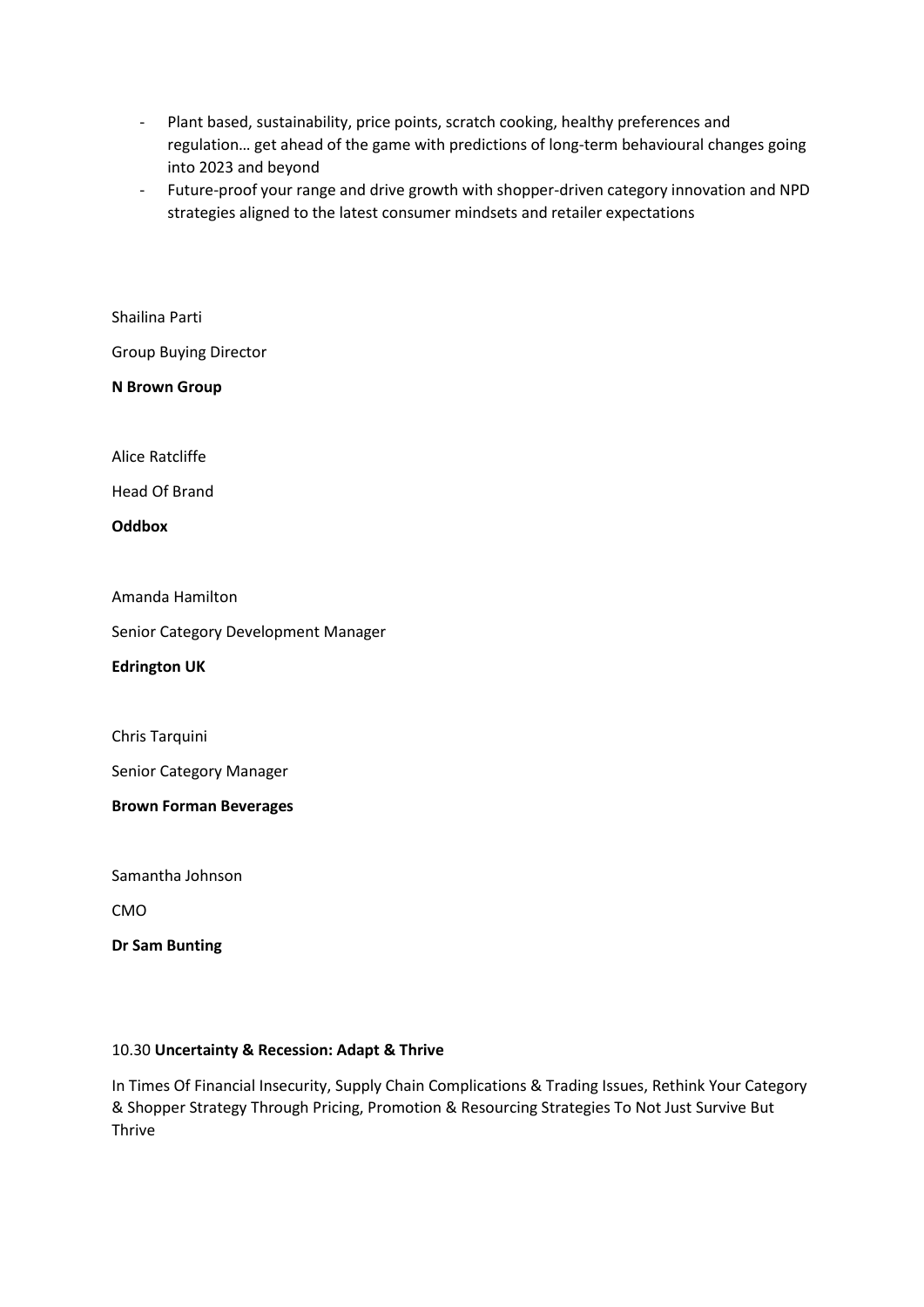- Plant based, sustainability, price points, scratch cooking, healthy preferences and regulation… get ahead of the game with predictions of long-term behavioural changes going into 2023 and beyond
- Future-proof your range and drive growth with shopper-driven category innovation and NPD strategies aligned to the latest consumer mindsets and retailer expectations

Shailina Parti

Group Buying Director

**N Brown Group**

Alice Ratcliffe

Head Of Brand

**Oddbox**

Amanda Hamilton

Senior Category Development Manager

**Edrington UK**

Chris Tarquini

Senior Category Manager

**Brown Forman Beverages**

Samantha Johnson

CMO

**Dr Sam Bunting**

10.30 **Uncertainty & Recession: Adapt & Thrive**

In Times Of Financial Insecurity, Supply Chain Complications & Trading Issues, Rethink Your Category & Shopper Strategy Through Pricing, Promotion & Resourcing Strategies To Not Just Survive But Thrive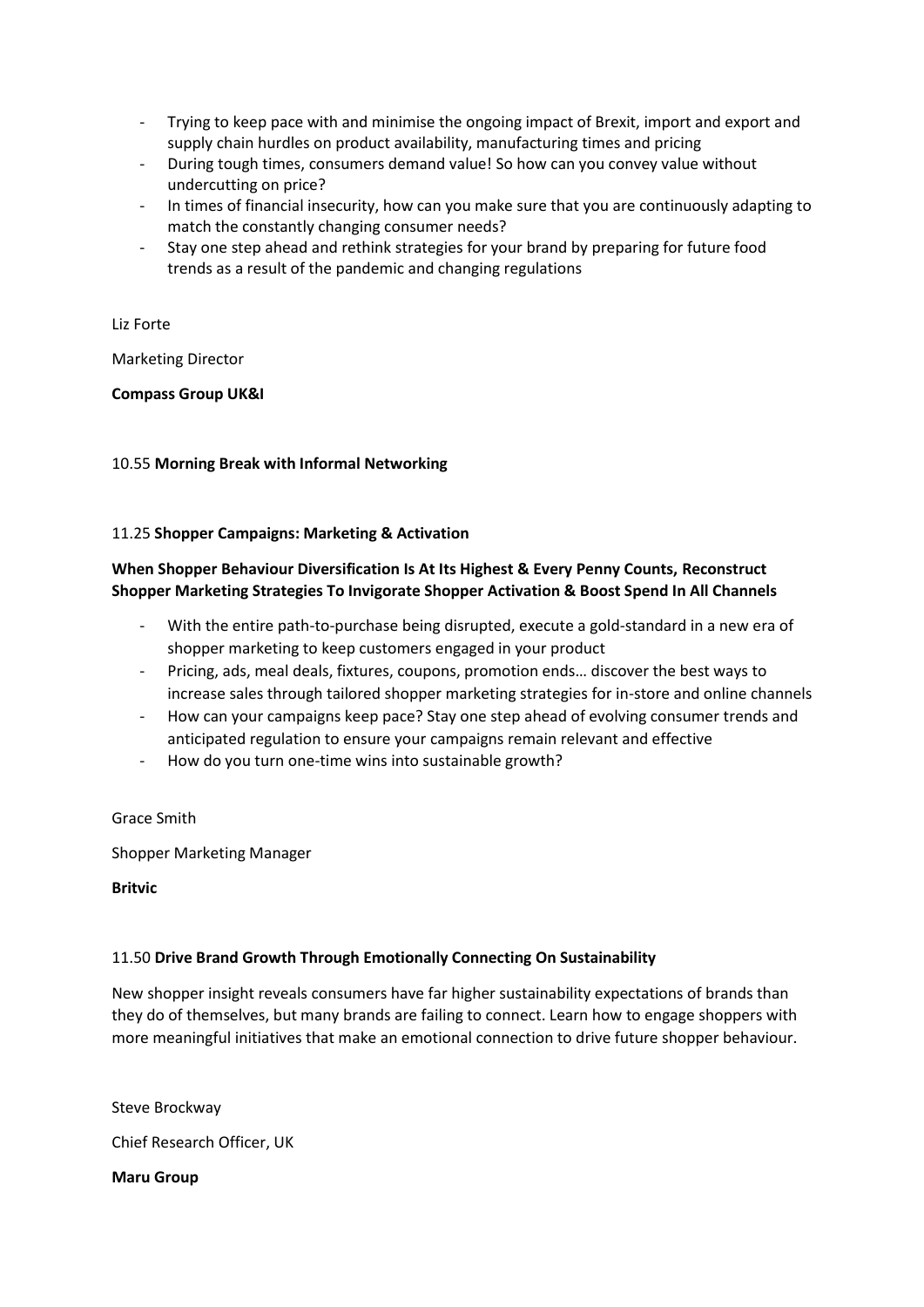- Trying to keep pace with and minimise the ongoing impact of Brexit, import and export and supply chain hurdles on product availability, manufacturing times and pricing
- During tough times, consumers demand value! So how can you convey value without undercutting on price?
- In times of financial insecurity, how can you make sure that you are continuously adapting to match the constantly changing consumer needs?
- Stay one step ahead and rethink strategies for your brand by preparing for future food trends as a result of the pandemic and changing regulations

Liz Forte

Marketing Director

**Compass Group UK&I**

10.55 **Morning Break with Informal Networking**

11.25 **Shopper Campaigns: Marketing & Activation**

**When Shopper Behaviour Diversification Is At Its Highest & Every Penny Counts, Reconstruct Shopper Marketing Strategies To Invigorate Shopper Activation & Boost Spend In All Channels**

- With the entire path-to-purchase being disrupted, execute a gold-standard in a new era of shopper marketing to keep customers engaged in your product
- Pricing, ads, meal deals, fixtures, coupons, promotion ends… discover the best ways to increase sales through tailored shopper marketing strategies for in-store and online channels
- How can your campaigns keep pace? Stay one step ahead of evolving consumer trends and anticipated regulation to ensure your campaigns remain relevant and effective
- How do you turn one-time wins into sustainable growth?

Grace Smith

Shopper Marketing Manager

**Britvic**

11.50 **Drive Brand Growth Through Emotionally Connecting On Sustainability**

New shopper insight reveals consumers have far higher sustainability expectations of brands than they do of themselves, but many brands are failing to connect. Learn how to engage shoppers with more meaningful initiatives that make an emotional connection to drive future shopper behaviour.

Steve Brockway

Chief Research Officer, UK

**Maru Group**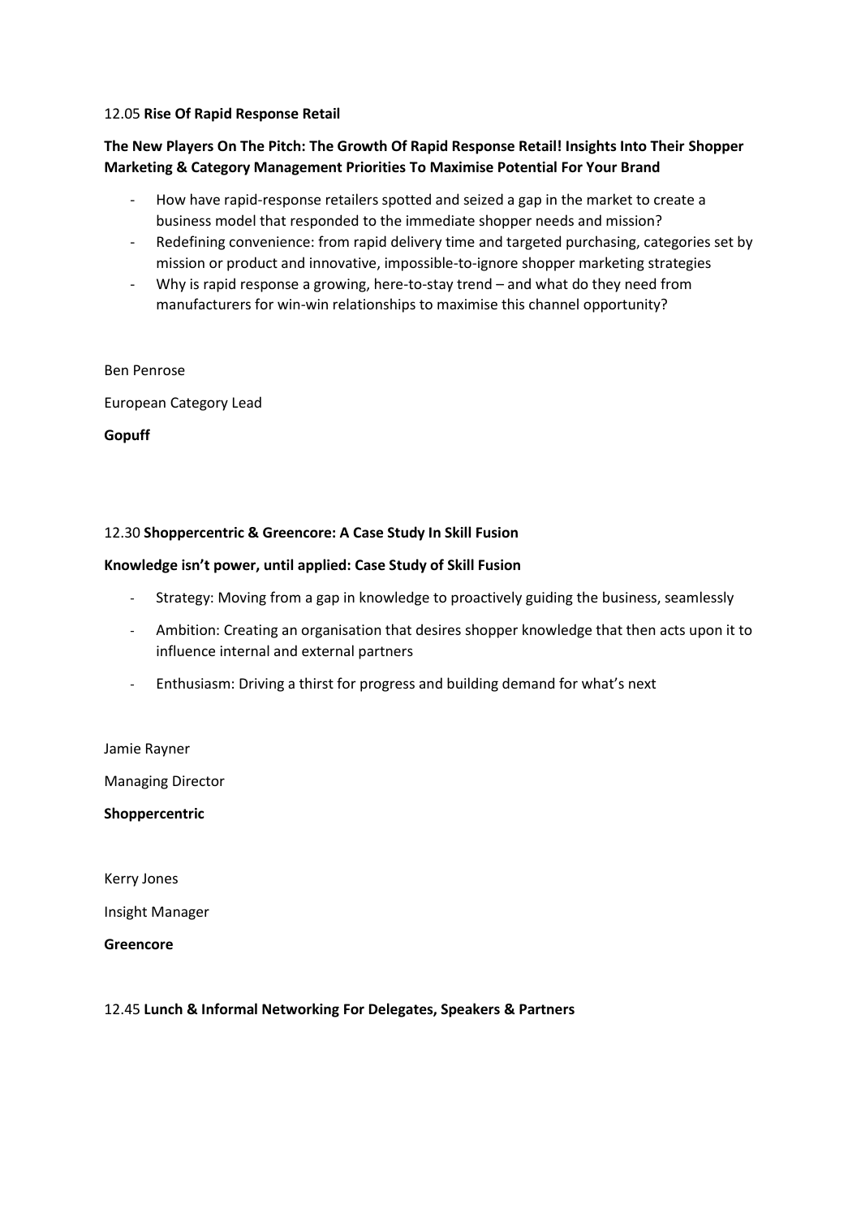12.05 **Rise Of Rapid Response Retail**

**The New Players On The Pitch: The Growth Of Rapid Response Retail! Insights Into Their Shopper Marketing & Category Management Priorities To Maximise Potential For Your Brand**

- How have rapid-response retailers spotted and seized a gap in the market to create a business model that responded to the immediate shopper needs and mission?
- Redefining convenience: from rapid delivery time and targeted purchasing, categories set by mission or product and innovative, impossible-to-ignore shopper marketing strategies
- Why is rapid response a growing, here-to-stay trend – and what do they need from manufacturers for win-win relationships to maximise this channel opportunity?

Ben Penrose

European Category Lead

**Gopuff**

12.30 **Shoppercentric & Greencore: A Case Study In Skill Fusion**

**Knowledge isn't power, until applied: Case Study of Skill Fusion**

- Strategy: Moving from a gap in knowledge to proactively guiding the business, seamlessly
- Ambition: Creating an organisation that desires shopper knowledge that then acts upon it to influence internal and external partners
- Enthusiasm: Driving a thirst for progress and building demand for what's next

Jamie Rayner

Managing Director

**Shoppercentric**

Kerry Jones

Insight Manager

**Greencore**

12.45 **Lunch & Informal Networking For Delegates, Speakers & Partners**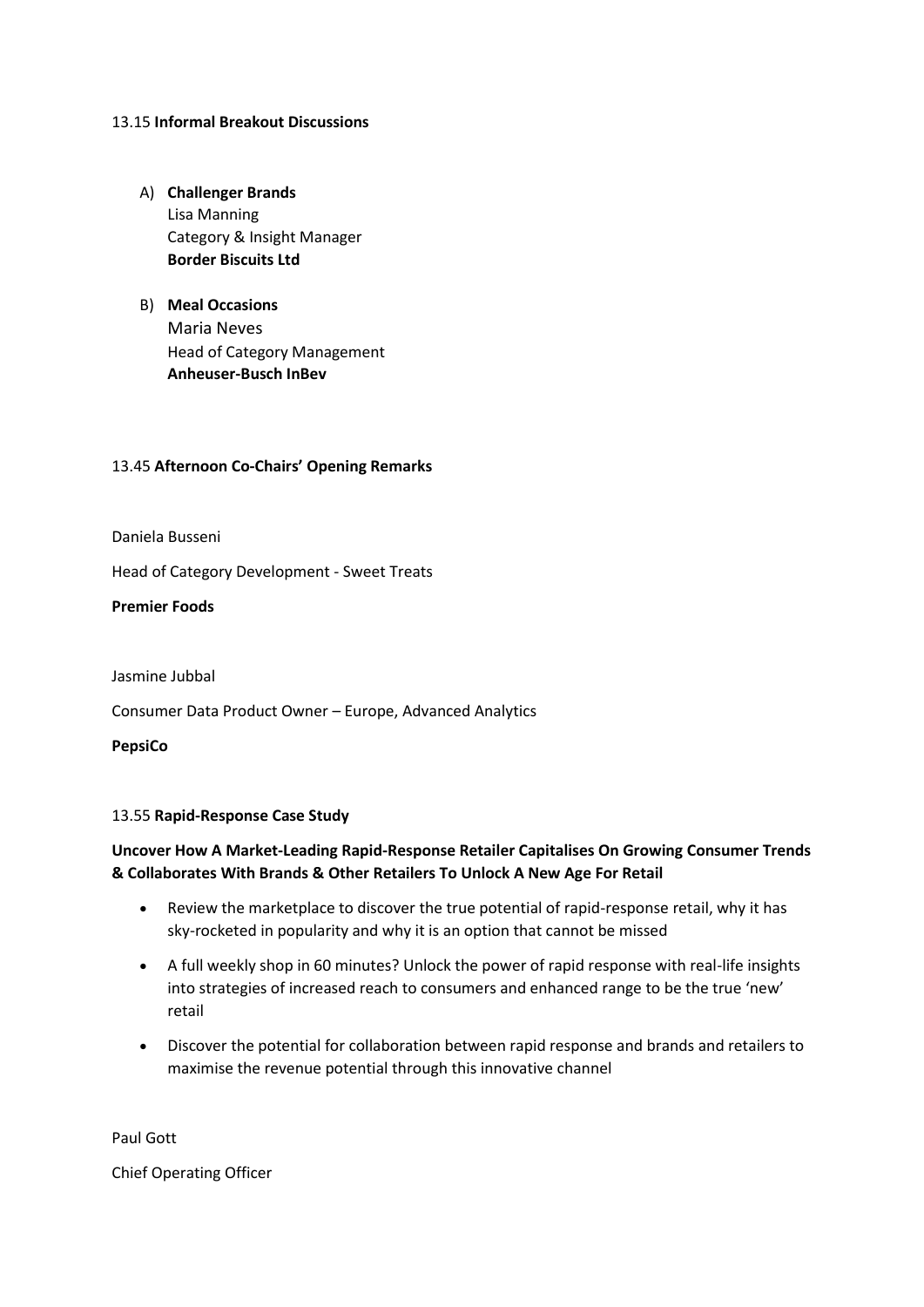13.15 **Informal Breakout Discussions**

A) **Challenger Brands**
   Lisa Manning
   Category & Insight Manager
   **Border Biscuits Ltd**

B) **Meal Occasions**
   Maria Neves
   Head of Category Management
   **Anheuser-Busch InBev**

13.45 **Afternoon Co-Chairs' Opening Remarks**

Daniela Busseni

Head of Category Development - Sweet Treats

**Premier Foods**

Jasmine Jubbal

Consumer Data Product Owner – Europe, Advanced Analytics

**PepsiCo**

13.55 **Rapid-Response Case Study**

**Uncover How A Market-Leading Rapid-Response Retailer Capitalises On Growing Consumer Trends & Collaborates With Brands & Other Retailers To Unlock A New Age For Retail**

- Review the marketplace to discover the true potential of rapid-response retail, why it has sky-rocketed in popularity and why it is an option that cannot be missed
- A full weekly shop in 60 minutes? Unlock the power of rapid response with real-life insights into strategies of increased reach to consumers and enhanced range to be the true 'new' retail
- Discover the potential for collaboration between rapid response and brands and retailers to maximise the revenue potential through this innovative channel

Paul Gott

Chief Operating Officer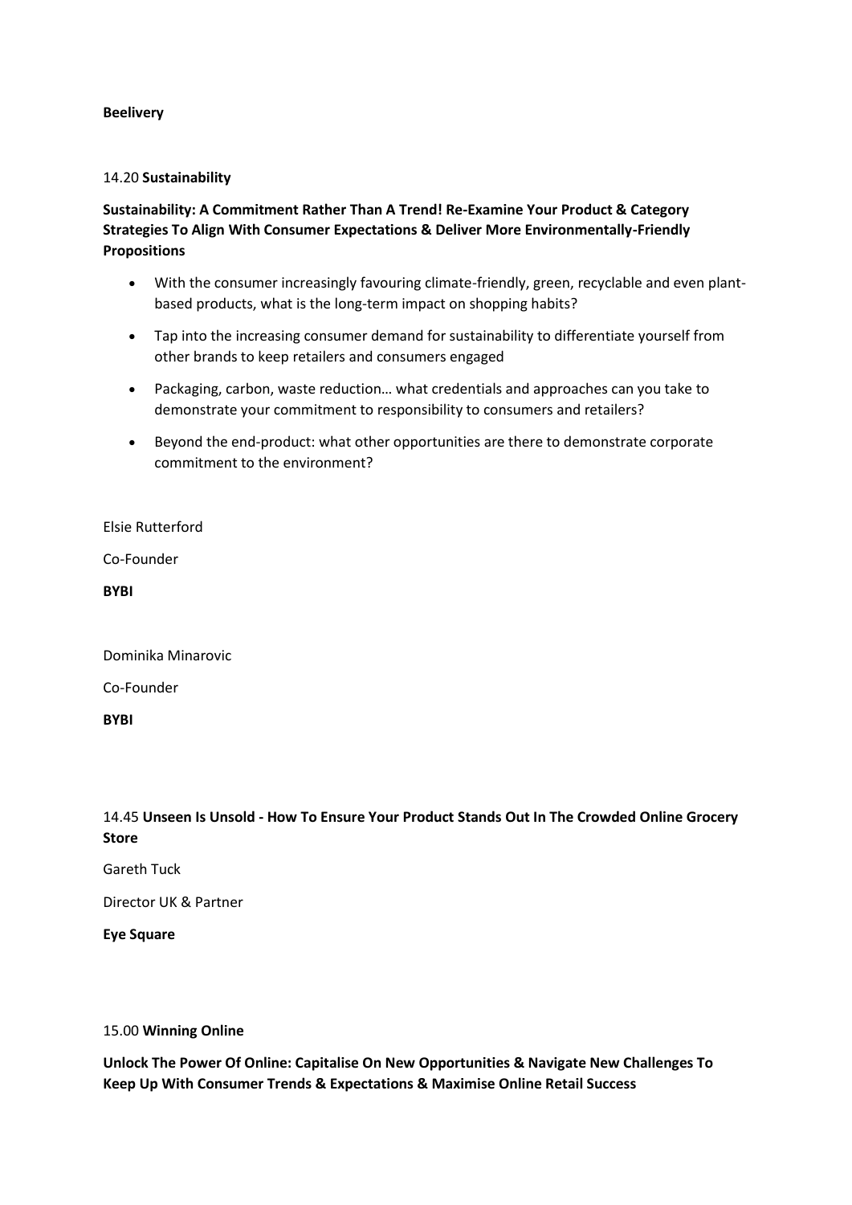**Beelivery**

14.20 **Sustainability**

**Sustainability: A Commitment Rather Than A Trend! Re-Examine Your Product & Category Strategies To Align With Consumer Expectations & Deliver More Environmentally-Friendly Propositions**

- With the consumer increasingly favouring climate-friendly, green, recyclable and even plant-based products, what is the long-term impact on shopping habits?
- Tap into the increasing consumer demand for sustainability to differentiate yourself from other brands to keep retailers and consumers engaged
- Packaging, carbon, waste reduction… what credentials and approaches can you take to demonstrate your commitment to responsibility to consumers and retailers?
- Beyond the end-product: what other opportunities are there to demonstrate corporate commitment to the environment?

Elsie Rutterford

Co-Founder

**BYBI**

Dominika Minarovic

Co-Founder

**BYBI**

14.45 **Unseen Is Unsold - How To Ensure Your Product Stands Out In The Crowded Online Grocery Store**

Gareth Tuck

Director UK & Partner

**Eye Square**

15.00 **Winning Online**

**Unlock The Power Of Online: Capitalise On New Opportunities & Navigate New Challenges To Keep Up With Consumer Trends & Expectations & Maximise Online Retail Success**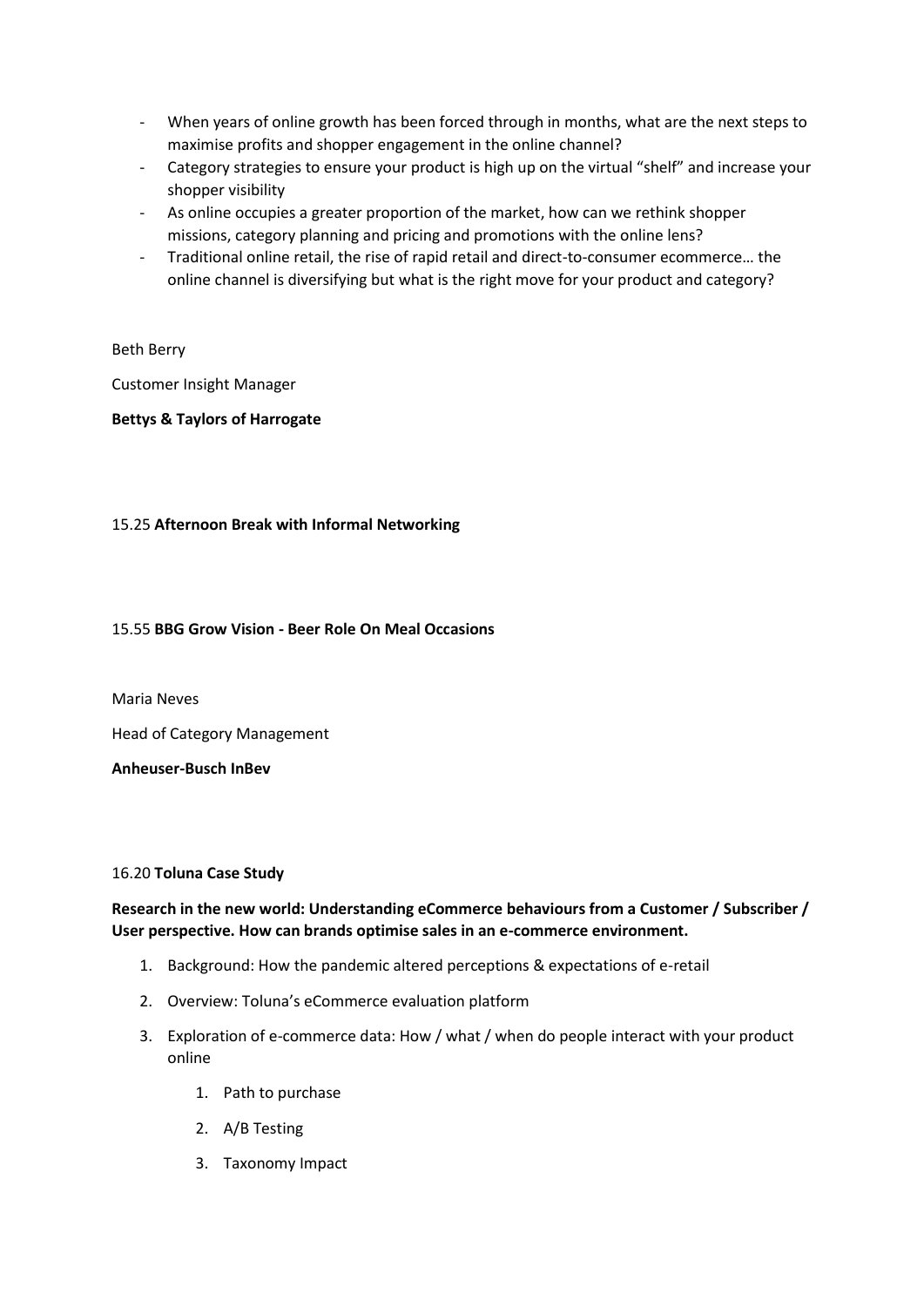- When years of online growth has been forced through in months, what are the next steps to maximise profits and shopper engagement in the online channel?
- Category strategies to ensure your product is high up on the virtual “shelf” and increase your shopper visibility
- As online occupies a greater proportion of the market, how can we rethink shopper missions, category planning and pricing and promotions with the online lens?
- Traditional online retail, the rise of rapid retail and direct-to-consumer ecommerce… the online channel is diversifying but what is the right move for your product and category?

Beth Berry

Customer Insight Manager

**Bettys & Taylors of Harrogate**

15.25 **Afternoon Break with Informal Networking**

15.55 **BBG Grow Vision - Beer Role On Meal Occasions**

Maria Neves

Head of Category Management

**Anheuser-Busch InBev**

16.20 **Toluna Case Study**

**Research in the new world: Understanding eCommerce behaviours from a Customer / Subscriber / User perspective. How can brands optimise sales in an e-commerce environment.**

1. Background: How the pandemic altered perceptions & expectations of e-retail
2. Overview: Toluna’s eCommerce evaluation platform
3. Exploration of e-commerce data: How / what / when do people interact with your product online
    1. Path to purchase
    2. A/B Testing
    3. Taxonomy Impact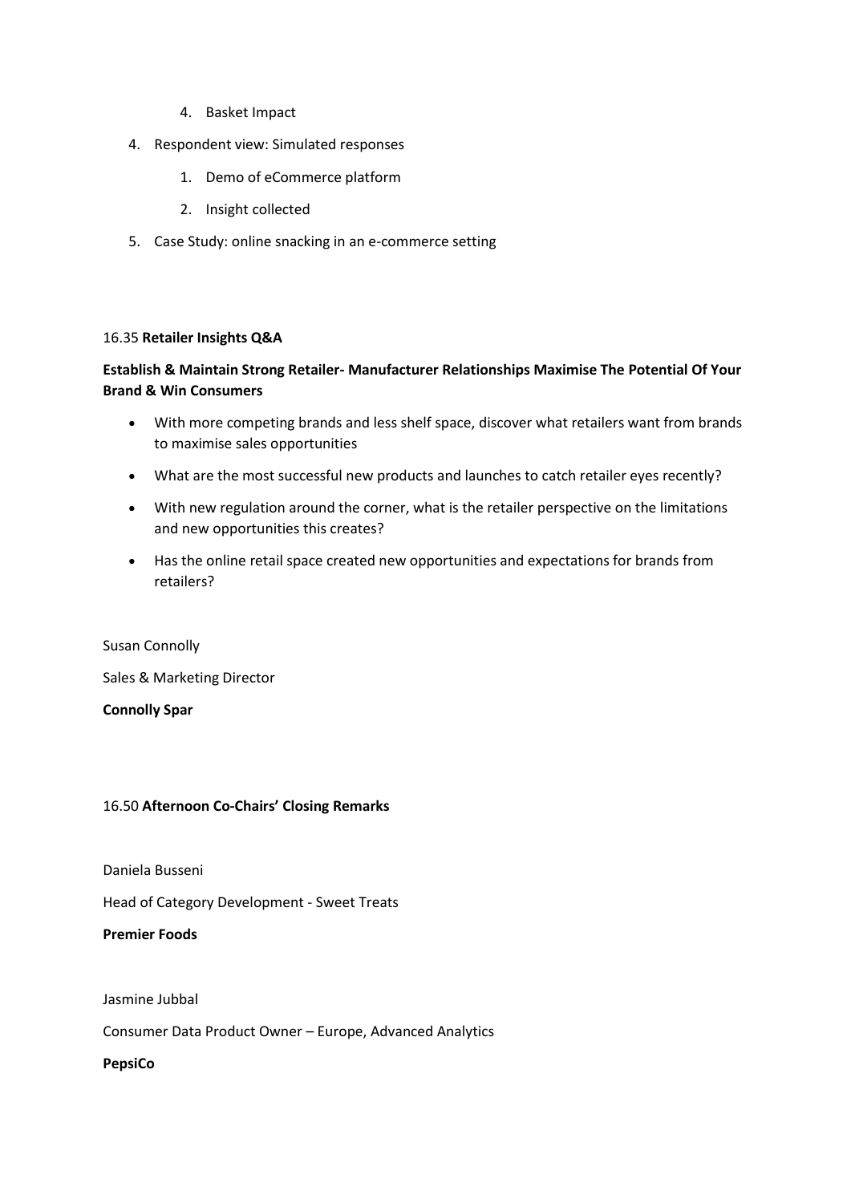4. Basket Impact

4. Respondent view: Simulated responses
    1. Demo of eCommerce platform
    2. Insight collected
5. Case Study: online snacking in an e-commerce setting

16.35 **Retailer Insights Q&A**

**Establish & Maintain Strong Retailer- Manufacturer Relationships Maximise The Potential Of Your Brand & Win Consumers**

- With more competing brands and less shelf space, discover what retailers want from brands to maximise sales opportunities
- What are the most successful new products and launches to catch retailer eyes recently?
- With new regulation around the corner, what is the retailer perspective on the limitations and new opportunities this creates?
- Has the online retail space created new opportunities and expectations for brands from retailers?

Susan Connolly

Sales & Marketing Director

**Connolly Spar**

16.50 **Afternoon Co-Chairs' Closing Remarks**

Daniela Busseni

Head of Category Development - Sweet Treats

**Premier Foods**

Jasmine Jubbal

Consumer Data Product Owner – Europe, Advanced Analytics

**PepsiCo**